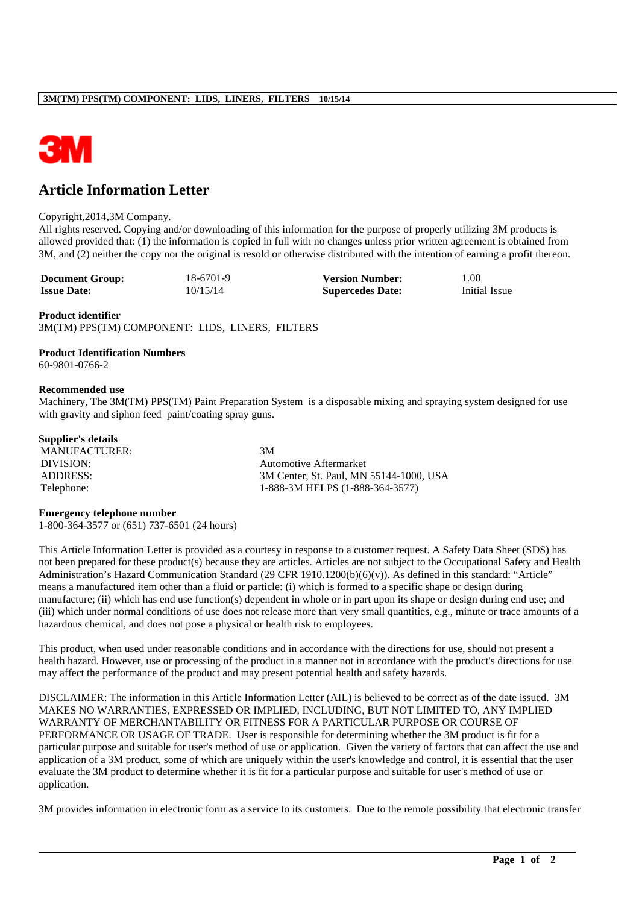# Article Information Letter

Copyright,2014,3M Company.
All rights reserved. Copying and/or downloading of this information for the purpose of properly utilizing 3M products is allowed provided that: (1) the information is copied in full with no changes unless prior written agreement is obtained from 3M, and (2) neither the copy nor the original is resold or otherwise distributed with the intention of earning a profit thereon.

| | | | |
|---|---|---|---|
| **Document Group:** | 18-6701-9 | **Version Number:** | 1.00 |
| **Issue Date:** | 10/15/14 | **Supercedes Date:** | Initial Issue |

**Product identifier**
3M(TM) PPS(TM) COMPONENT: LIDS, LINERS, FILTERS

**Product Identification Numbers**
60-9801-0766-2

**Recommended use**
Machinery, The 3M(TM) PPS(TM) Paint Preparation System is a disposable mixing and spraying system designed for use with gravity and siphon feed paint/coating spray guns.

**Supplier's details**

| | |
|---|---|
| MANUFACTURER: | 3M |
| DIVISION: | Automotive Aftermarket |
| ADDRESS: | 3M Center, St. Paul, MN 55144-1000, USA |
| Telephone: | 1-888-3M HELPS (1-888-364-3577) |

**Emergency telephone number**
1-800-364-3577 or (651) 737-6501 (24 hours)

This Article Information Letter is provided as a courtesy in response to a customer request. A Safety Data Sheet (SDS) has not been prepared for these product(s) because they are articles. Articles are not subject to the Occupational Safety and Health Administration's Hazard Communication Standard (29 CFR 1910.1200(b)(6)(v)). As defined in this standard: "Article" means a manufactured item other than a fluid or particle: (i) which is formed to a specific shape or design during manufacture; (ii) which has end use function(s) dependent in whole or in part upon its shape or design during end use; and (iii) which under normal conditions of use does not release more than very small quantities, e.g., minute or trace amounts of a hazardous chemical, and does not pose a physical or health risk to employees.

This product, when used under reasonable conditions and in accordance with the directions for use, should not present a health hazard. However, use or processing of the product in a manner not in accordance with the product's directions for use may affect the performance of the product and may present potential health and safety hazards.

DISCLAIMER: The information in this Article Information Letter (AIL) is believed to be correct as of the date issued. 3M MAKES NO WARRANTIES, EXPRESSED OR IMPLIED, INCLUDING, BUT NOT LIMITED TO, ANY IMPLIED WARRANTY OF MERCHANTABILITY OR FITNESS FOR A PARTICULAR PURPOSE OR COURSE OF PERFORMANCE OR USAGE OF TRADE. User is responsible for determining whether the 3M product is fit for a particular purpose and suitable for user's method of use or application. Given the variety of factors that can affect the use and application of a 3M product, some of which are uniquely within the user's knowledge and control, it is essential that the user evaluate the 3M product to determine whether it is fit for a particular purpose and suitable for user's method of use or application.

3M provides information in electronic form as a service to its customers. Due to the remote possibility that electronic transfer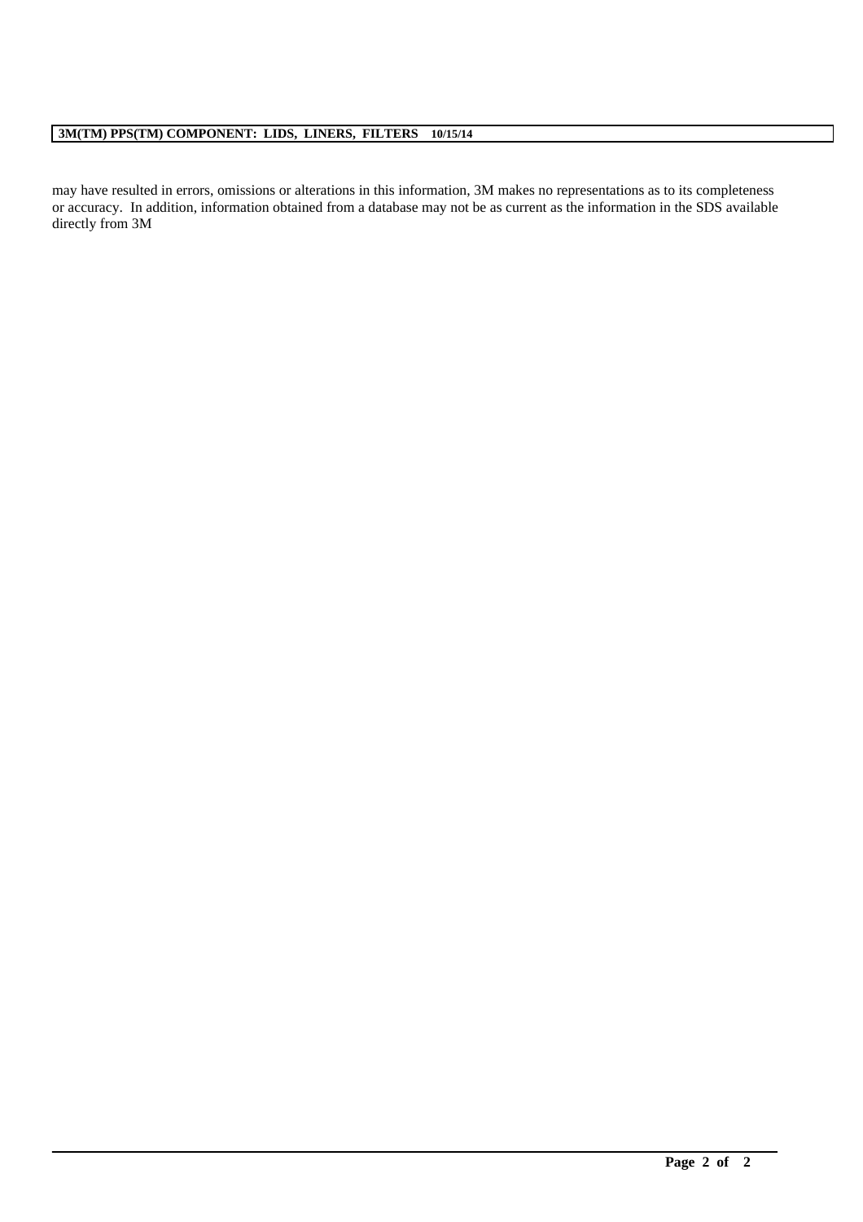may have resulted in errors, omissions or alterations in this information, 3M makes no representations as to its completeness or accuracy. In addition, information obtained from a database may not be as current as the information in the SDS available directly from 3M